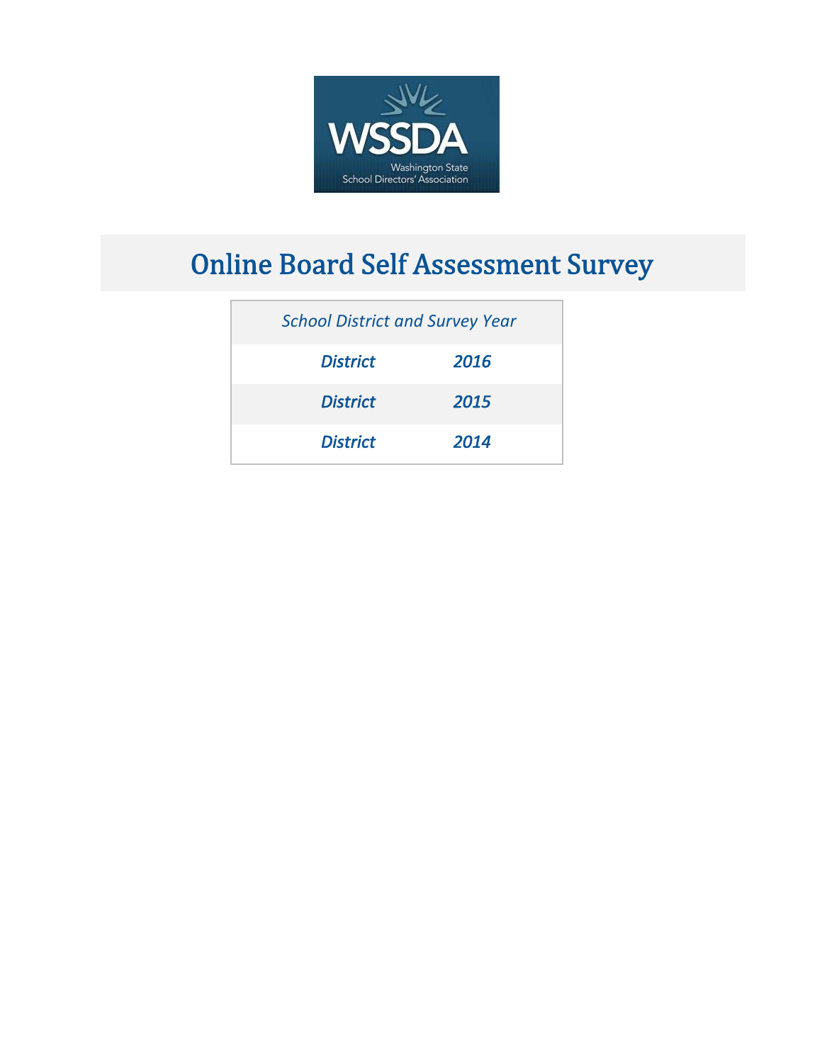WSSDA

Washington State School Directors' Association

# Online Board Self Assessment Survey

| *School District and Survey Year* | |
|---|---|
| ***District*** | ***2016*** |
| ***District*** | ***2015*** |
| ***District*** | ***2014*** |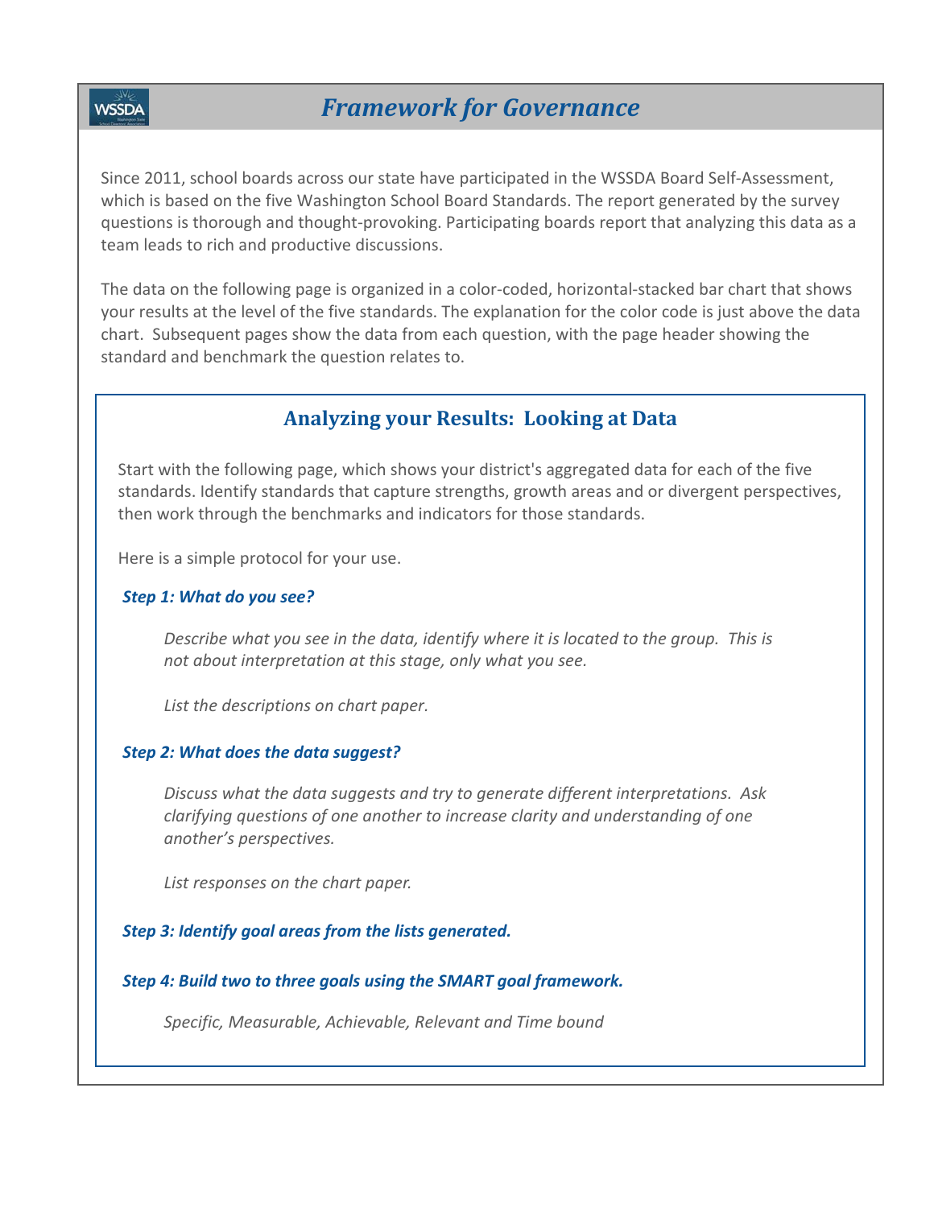# *Framework for Governance*

Since 2011, school boards across our state have participated in the WSSDA Board Self-Assessment, which is based on the five Washington School Board Standards. The report generated by the survey questions is thorough and thought-provoking. Participating boards report that analyzing this data as a team leads to rich and productive discussions.

The data on the following page is organized in a color-coded, horizontal-stacked bar chart that shows your results at the level of the five standards. The explanation for the color code is just above the data chart. Subsequent pages show the data from each question, with the page header showing the standard and benchmark the question relates to.

## Analyzing your Results: Looking at Data

Start with the following page, which shows your district's aggregated data for each of the five standards. Identify standards that capture strengths, growth areas and or divergent perspectives, then work through the benchmarks and indicators for those standards.

Here is a simple protocol for your use.

***Step 1: What do you see?***

*Describe what you see in the data, identify where it is located to the group. This is not about interpretation at this stage, only what you see.*

*List the descriptions on chart paper.*

***Step 2: What does the data suggest?***

*Discuss what the data suggests and try to generate different interpretations. Ask clarifying questions of one another to increase clarity and understanding of one another's perspectives.*

*List responses on the chart paper.*

***Step 3: Identify goal areas from the lists generated.***

***Step 4: Build two to three goals using the SMART goal framework.***

*Specific, Measurable, Achievable, Relevant and Time bound*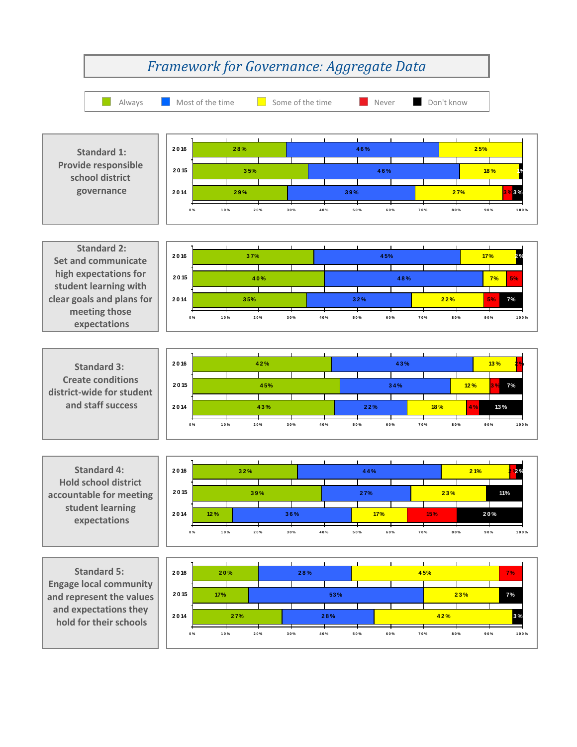# Framework for Governance: Aggregate Data

Legend: Always | Most of the time | Some of the time | Never | Don't know

## Standard 1: Provide responsible school district governance

| Year | Always | Most of the time | Some of the time | Never | Don't know |
|---|---|---|---|---|---|
| 2016 | 28% | 46% | 25% | | |
| 2015 | 35% | 46% | 18% | | 1% |
| 2014 | 29% | 39% | 27% | 3% | 3% |

## Standard 2: Set and communicate high expectations for student learning with clear goals and plans for meeting those expectations

| Year | Always | Most of the time | Some of the time | Never | Don't know |
|---|---|---|---|---|---|
| 2016 | 37% | 45% | 17% | | 2% |
| 2015 | 40% | 48% | 7% | 5% | |
| 2014 | 35% | 32% | 22% | 5% | 7% |

## Standard 3: Create conditions district-wide for student and staff success

| Year | Always | Most of the time | Some of the time | Never | Don't know |
|---|---|---|---|---|---|
| 2016 | 42% | 43% | 13% | 2% | |
| 2015 | 45% | 34% | 12% | 3% | 7% |
| 2014 | 43% | 22% | 18% | 4% | 13% |

## Standard 4: Hold school district accountable for meeting student learning expectations

| Year | Always | Most of the time | Some of the time | Never | Don't know |
|---|---|---|---|---|---|
| 2016 | 32% | 44% | 21% | 2% | 2% |
| 2015 | 39% | 27% | 23% | | 11% |
| 2014 | 12% | 36% | 17% | 15% | 20% |

## Standard 5: Engage local community and represent the values and expectations they hold for their schools

| Year | Always | Most of the time | Some of the time | Never | Don't know |
|---|---|---|---|---|---|
| 2016 | 20% | 28% | 45% | 7% | |
| 2015 | 17% | 53% | 23% | | 7% |
| 2014 | 27% | 28% | 42% | | 3% |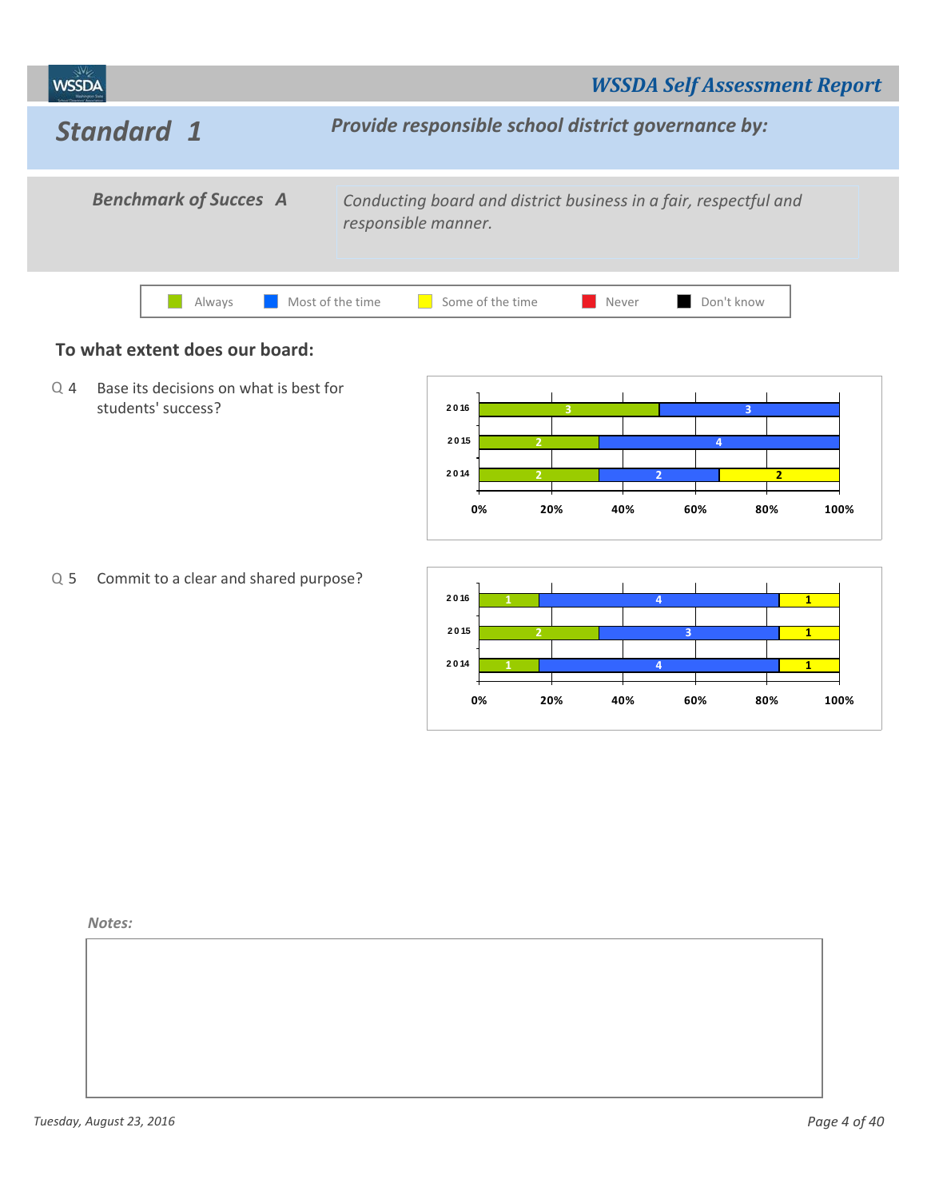**WSSDA Self Assessment Report**

# Standard 1

**Provide responsible school district governance by:**

## Benchmark of Succes A

*Conducting board and district business in a fair, respectful and responsible manner.*

Always
Most of the time
Some of the time
Never
Don't know

### To what extent does our board:

Q 4 Base its decisions on what is best for students' success?

2016: 3, 3
2015: 2, 4
2014: 2, 2, 2
0% 20% 40% 60% 80% 100%

Q 5 Commit to a clear and shared purpose?

2016: 1, 4, 1
2015: 2, 3, 1
2014: 1, 4, 1
0% 20% 40% 60% 80% 100%

*Notes:*

*Tuesday, August 23, 2016*